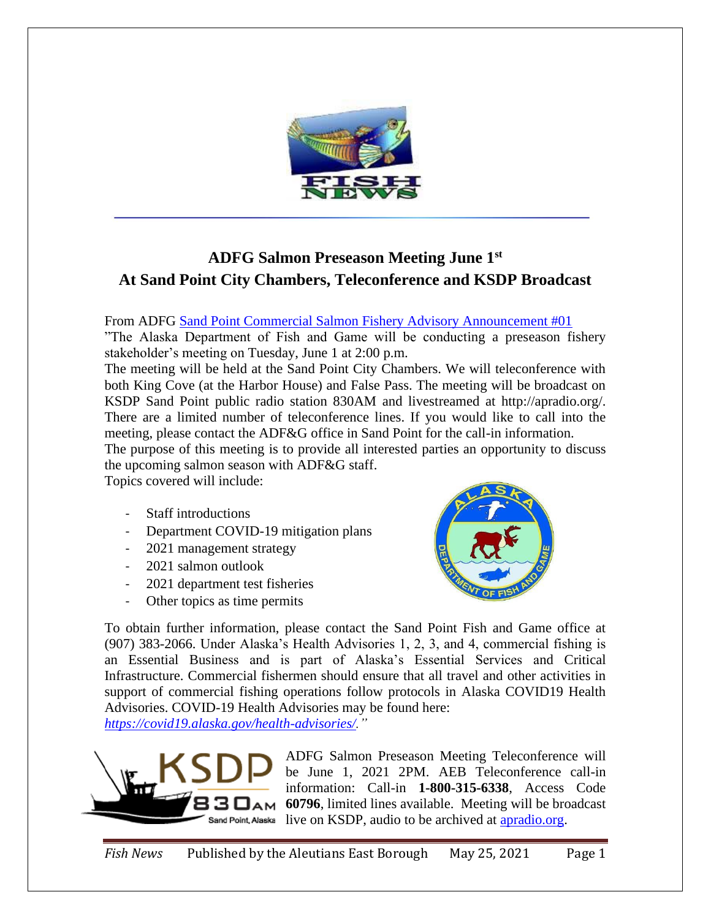# ADFG Salmon Preseason Meeting June 1st At Sand Point City Chambers, Teleconference and KSDP Broadcast

From ADFG [Sand Point Commercial Salmon Fishery Advisory Announcement #01]

"The Alaska Department of Fish and Game will be conducting a preseason fishery stakeholder's meeting on Tuesday, June 1 at 2:00 p.m.

The meeting will be held at the Sand Point City Chambers. We will teleconference with both King Cove (at the Harbor House) and False Pass. The meeting will be broadcast on KSDP Sand Point public radio station 830AM and livestreamed at http://apradio.org/. There are a limited number of teleconference lines. If you would like to call into the meeting, please contact the ADF&G office in Sand Point for the call-in information.

The purpose of this meeting is to provide all interested parties an opportunity to discuss the upcoming salmon season with ADF&G staff.

Topics covered will include:

- Staff introductions
- Department COVID-19 mitigation plans
- 2021 management strategy
- 2021 salmon outlook
- 2021 department test fisheries
- Other topics as time permits

To obtain further information, please contact the Sand Point Fish and Game office at (907) 383-2066. Under Alaska's Health Advisories 1, 2, 3, and 4, commercial fishing is an Essential Business and is part of Alaska's Essential Services and Critical Infrastructure. Commercial fishermen should ensure that all travel and other activities in support of commercial fishing operations follow protocols in Alaska COVID19 Health Advisories. COVID-19 Health Advisories may be found here: *https://covid19.alaska.gov/health-advisories/."*

ADFG Salmon Preseason Meeting Teleconference will be June 1, 2021 2PM. AEB Teleconference call-in information: Call-in **1-800-315-6338**, Access Code **60796**, limited lines available. Meeting will be broadcast live on KSDP, audio to be archived at apradio.org.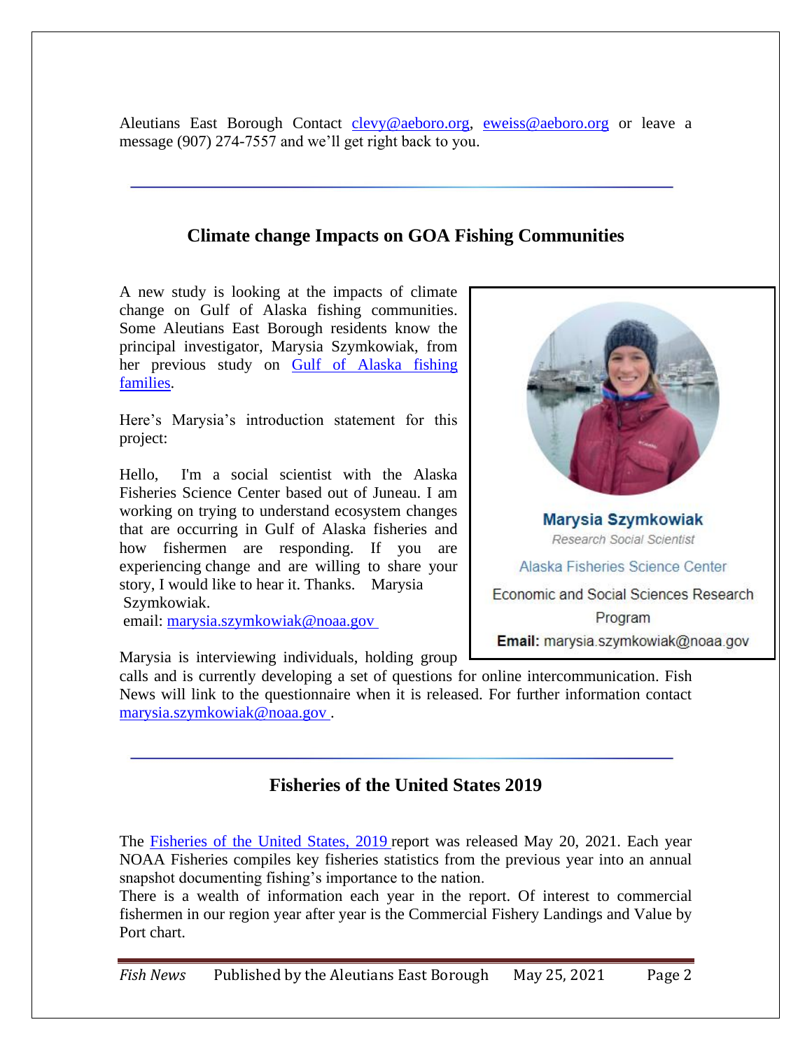Aleutians East Borough Contact clevy@aeboro.org, eweiss@aeboro.org or leave a message (907) 274-7557 and we'll get right back to you.

## Climate change Impacts on GOA Fishing Communities

A new study is looking at the impacts of climate change on Gulf of Alaska fishing communities. Some Aleutians East Borough residents know the principal investigator, Marysia Szymkowiak, from her previous study on Gulf of Alaska fishing families.

Here's Marysia's introduction statement for this project:

Hello, I'm a social scientist with the Alaska Fisheries Science Center based out of Juneau. I am working on trying to understand ecosystem changes that are occurring in Gulf of Alaska fisheries and how fishermen are responding. If you are experiencing change and are willing to share your story, I would like to hear it. Thanks. Marysia Szymkowiak.
email: marysia.szymkowiak@noaa.gov

**Marysia Szymkowiak**
*Research Social Scientist*
Alaska Fisheries Science Center
Economic and Social Sciences Research Program
**Email:** marysia.szymkowiak@noaa.gov

Marysia is interviewing individuals, holding group calls and is currently developing a set of questions for online intercommunication. Fish News will link to the questionnaire when it is released. For further information contact marysia.szymkowiak@noaa.gov .

## Fisheries of the United States 2019

The Fisheries of the United States, 2019 report was released May 20, 2021. Each year NOAA Fisheries compiles key fisheries statistics from the previous year into an annual snapshot documenting fishing's importance to the nation.

There is a wealth of information each year in the report. Of interest to commercial fishermen in our region year after year is the Commercial Fishery Landings and Value by Port chart.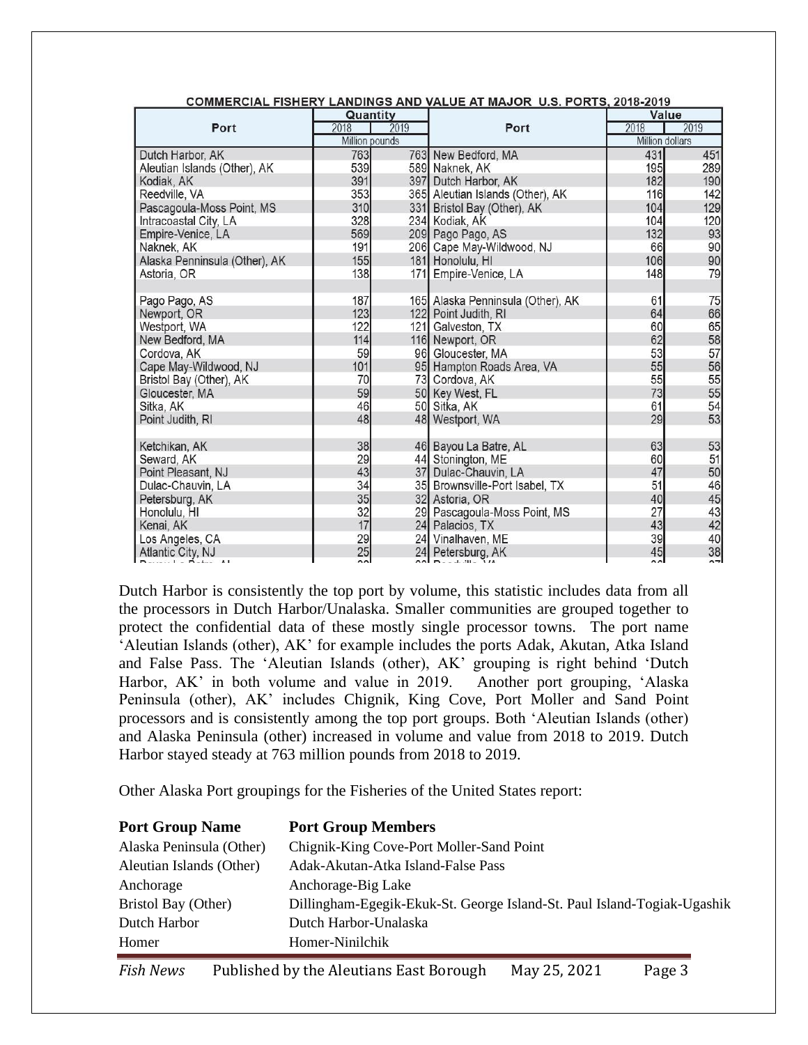**COMMERCIAL FISHERY LANDINGS AND VALUE AT MAJOR U.S. PORTS, 2018-2019**

| Port | Quantity 2018 | Quantity 2019 | Port | Value 2018 | Value 2019 |
|---|---|---|---|---|---|
| | Million pounds | | | Million dollars | |
| Dutch Harbor, AK | 763 | 763 | New Bedford, MA | 431 | 451 |
| Aleutian Islands (Other), AK | 539 | 589 | Naknek, AK | 195 | 289 |
| Kodiak, AK | 391 | 397 | Dutch Harbor, AK | 182 | 190 |
| Reedville, VA | 353 | 365 | Aleutian Islands (Other), AK | 116 | 142 |
| Pascagoula-Moss Point, MS | 310 | 331 | Bristol Bay (Other), AK | 104 | 129 |
| Intracoastal City, LA | 328 | 234 | Kodiak, AK | 104 | 120 |
| Empire-Venice, LA | 569 | 209 | Pago Pago, AS | 132 | 93 |
| Naknek, AK | 191 | 206 | Cape May-Wildwood, NJ | 66 | 90 |
| Alaska Penninsula (Other), AK | 155 | 181 | Honolulu, HI | 106 | 90 |
| Astoria, OR | 138 | 171 | Empire-Venice, LA | 148 | 79 |
| Pago Pago, AS | 187 | 165 | Alaska Penninsula (Other), AK | 61 | 75 |
| Newport, OR | 123 | 122 | Point Judith, RI | 64 | 66 |
| Westport, WA | 122 | 121 | Galveston, TX | 60 | 65 |
| New Bedford, MA | 114 | 116 | Newport, OR | 62 | 58 |
| Cordova, AK | 59 | 96 | Gloucester, MA | 53 | 57 |
| Cape May-Wildwood, NJ | 101 | 95 | Hampton Roads Area, VA | 55 | 56 |
| Bristol Bay (Other), AK | 70 | 73 | Cordova, AK | 55 | 55 |
| Gloucester, MA | 59 | 50 | Key West, FL | 73 | 55 |
| Sitka, AK | 46 | 50 | Sitka, AK | 61 | 54 |
| Point Judith, RI | 48 | 48 | Westport, WA | 29 | 53 |
| Ketchikan, AK | 38 | 46 | Bayou La Batre, AL | 63 | 53 |
| Seward, AK | 29 | 44 | Stonington, ME | 60 | 51 |
| Point Pleasant, NJ | 43 | 37 | Dulac-Chauvin, LA | 47 | 50 |
| Dulac-Chauvin, LA | 34 | 35 | Brownsville-Port Isabel, TX | 51 | 46 |
| Petersburg, AK | 35 | 32 | Astoria, OR | 40 | 45 |
| Honolulu, HI | 32 | 29 | Pascagoula-Moss Point, MS | 27 | 43 |
| Kenai, AK | 17 | 24 | Palacios, TX | 43 | 42 |
| Los Angeles, CA | 29 | 24 | Vinalhaven, ME | 39 | 40 |
| Atlantic City, NJ | 25 | 24 | Petersburg, AK | 45 | 38 |

Dutch Harbor is consistently the top port by volume, this statistic includes data from all the processors in Dutch Harbor/Unalaska. Smaller communities are grouped together to protect the confidential data of these mostly single processor towns. The port name 'Aleutian Islands (other), AK' for example includes the ports Adak, Akutan, Atka Island and False Pass. The 'Aleutian Islands (other), AK' grouping is right behind 'Dutch Harbor, AK' in both volume and value in 2019. Another port grouping, 'Alaska Peninsula (other), AK' includes Chignik, King Cove, Port Moller and Sand Point processors and is consistently among the top port groups. Both 'Aleutian Islands (other) and Alaska Peninsula (other) increased in volume and value from 2018 to 2019. Dutch Harbor stayed steady at 763 million pounds from 2018 to 2019.

Other Alaska Port groupings for the Fisheries of the United States report:

| Port Group Name | Port Group Members |
|---|---|
| Alaska Peninsula (Other) | Chignik-King Cove-Port Moller-Sand Point |
| Aleutian Islands (Other) | Adak-Akutan-Atka Island-False Pass |
| Anchorage | Anchorage-Big Lake |
| Bristol Bay (Other) | Dillingham-Egegik-Ekuk-St. George Island-St. Paul Island-Togiak-Ugashik |
| Dutch Harbor | Dutch Harbor-Unalaska |
| Homer | Homer-Ninilchik |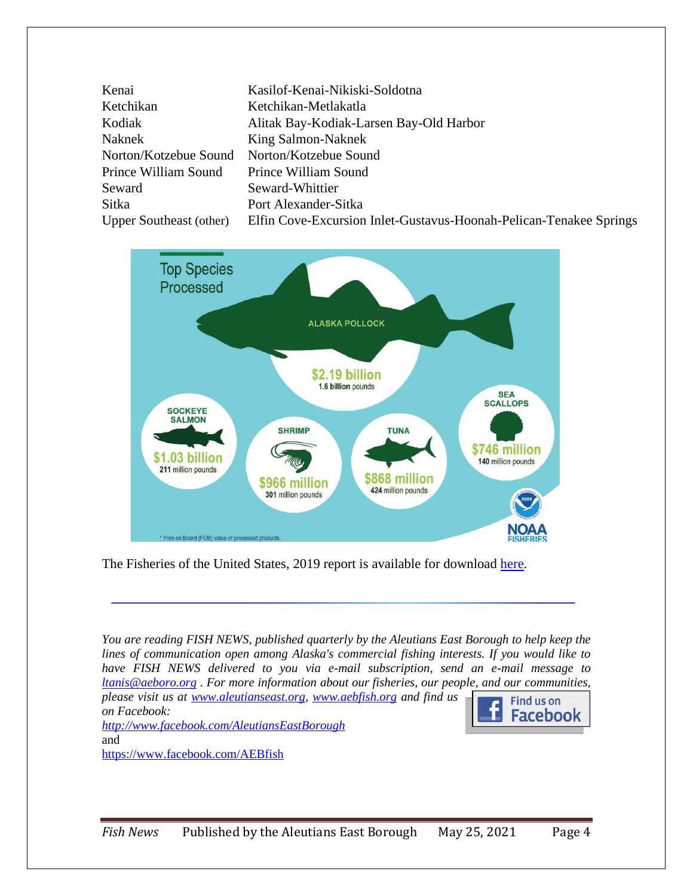| | |
|---|---|
| Kenai | Kasilof-Kenai-Nikiski-Soldotna |
| Ketchikan | Ketchikan-Metlakatla |
| Kodiak | Alitak Bay-Kodiak-Larsen Bay-Old Harbor |
| Naknek | King Salmon-Naknek |
| Norton/Kotzebue Sound | Norton/Kotzebue Sound |
| Prince William Sound | Prince William Sound |
| Seward | Seward-Whittier |
| Sitka | Port Alexander-Sitka |
| Upper Southeast (other) | Elfin Cove-Excursion Inlet-Gustavus-Hoonah-Pelican-Tenakee Springs |

Top Species Processed

ALASKA POLLOCK
$2.19 billion
1.6 billion pounds

SOCKEYE SALMON
$1.03 billion
211 million pounds

SHRIMP
$966 million
301 million pounds

TUNA
$868 million
424 million pounds

SEA SCALLOPS
$746 million
140 million pounds

* Free on Board (FOB) value of processed products.

NOAA FISHERIES

The Fisheries of the United States, 2019 report is available for download [here](#).

---

*You are reading FISH NEWS, published quarterly by the Aleutians East Borough to help keep the lines of communication open among Alaska's commercial fishing interests. If you would like to have FISH NEWS delivered to you via e-mail subscription, send an e-mail message to [ltanis@aeboro.org](mailto:ltanis@aeboro.org) . For more information about our fisheries, our people, and our communities, please visit us at [www.aleutianseast.org](http://www.aleutianseast.org), [www.aebfish.org](http://www.aebfish.org) and find us on Facebook:*
*[http://www.facebook.com/AleutiansEastBorough](http://www.facebook.com/AleutiansEastBorough)*
and
[https://www.facebook.com/AEBfish](https://www.facebook.com/AEBfish)

Find us on Facebook